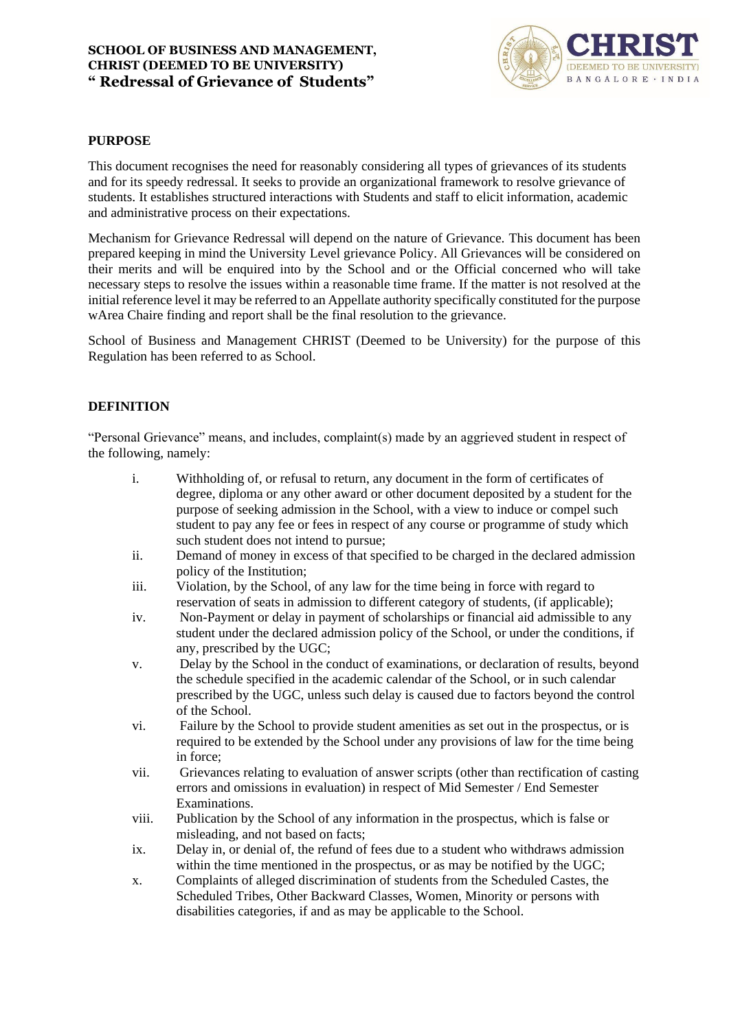**SCHOOL OF BUSINESS AND MANAGEMENT,**
**CHRIST (DEEMED TO BE UNIVERSITY)**
**" Redressal of Grievance of Students"**

## PURPOSE

This document recognises the need for reasonably considering all types of grievances of its students and for its speedy redressal. It seeks to provide an organizational framework to resolve grievance of students. It establishes structured interactions with Students and staff to elicit information, academic and administrative process on their expectations.

Mechanism for Grievance Redressal will depend on the nature of Grievance. This document has been prepared keeping in mind the University Level grievance Policy. All Grievances will be considered on their merits and will be enquired into by the School and or the Official concerned who will take necessary steps to resolve the issues within a reasonable time frame. If the matter is not resolved at the initial reference level it may be referred to an Appellate authority specifically constituted for the purpose wArea Chaire finding and report shall be the final resolution to the grievance.

School of Business and Management CHRIST (Deemed to be University) for the purpose of this Regulation has been referred to as School.

## DEFINITION

"Personal Grievance" means, and includes, complaint(s) made by an aggrieved student in respect of the following, namely:

i. Withholding of, or refusal to return, any document in the form of certificates of degree, diploma or any other award or other document deposited by a student for the purpose of seeking admission in the School, with a view to induce or compel such student to pay any fee or fees in respect of any course or programme of study which such student does not intend to pursue;

ii. Demand of money in excess of that specified to be charged in the declared admission policy of the Institution;

iii. Violation, by the School, of any law for the time being in force with regard to reservation of seats in admission to different category of students, (if applicable);

iv. Non-Payment or delay in payment of scholarships or financial aid admissible to any student under the declared admission policy of the School, or under the conditions, if any, prescribed by the UGC;

v. Delay by the School in the conduct of examinations, or declaration of results, beyond the schedule specified in the academic calendar of the School, or in such calendar prescribed by the UGC, unless such delay is caused due to factors beyond the control of the School.

vi. Failure by the School to provide student amenities as set out in the prospectus, or is required to be extended by the School under any provisions of law for the time being in force;

vii. Grievances relating to evaluation of answer scripts (other than rectification of casting errors and omissions in evaluation) in respect of Mid Semester / End Semester Examinations.

viii. Publication by the School of any information in the prospectus, which is false or misleading, and not based on facts;

ix. Delay in, or denial of, the refund of fees due to a student who withdraws admission within the time mentioned in the prospectus, or as may be notified by the UGC;

x. Complaints of alleged discrimination of students from the Scheduled Castes, the Scheduled Tribes, Other Backward Classes, Women, Minority or persons with disabilities categories, if and as may be applicable to the School.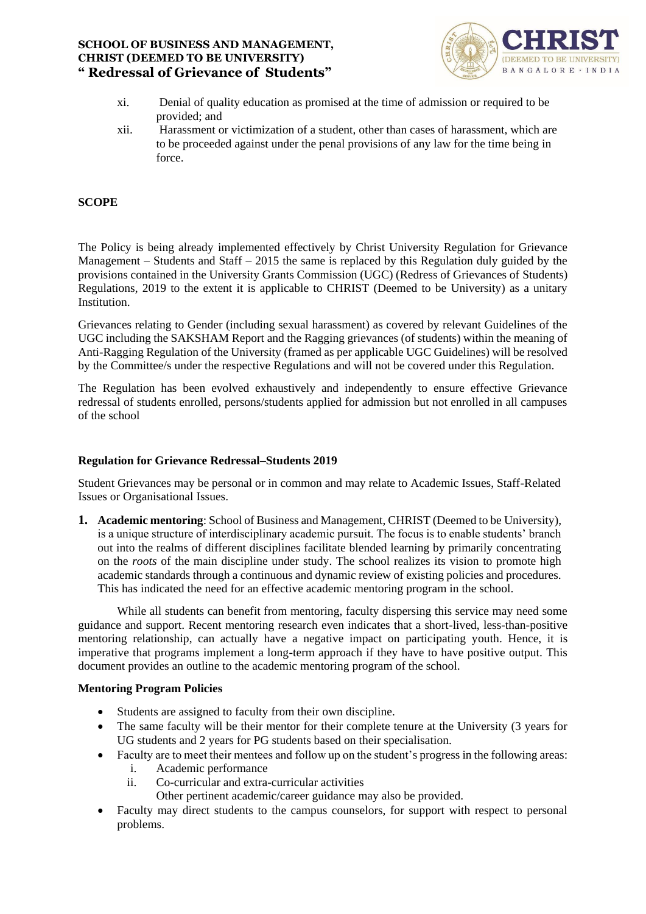xi. Denial of quality education as promised at the time of admission or required to be provided; and

xii. Harassment or victimization of a student, other than cases of harassment, which are to be proceeded against under the penal provisions of any law for the time being in force.

**SCOPE**

The Policy is being already implemented effectively by Christ University Regulation for Grievance Management – Students and Staff – 2015 the same is replaced by this Regulation duly guided by the provisions contained in the University Grants Commission (UGC) (Redress of Grievances of Students) Regulations, 2019 to the extent it is applicable to CHRIST (Deemed to be University) as a unitary Institution.

Grievances relating to Gender (including sexual harassment) as covered by relevant Guidelines of the UGC including the SAKSHAM Report and the Ragging grievances (of students) within the meaning of Anti-Ragging Regulation of the University (framed as per applicable UGC Guidelines) will be resolved by the Committee/s under the respective Regulations and will not be covered under this Regulation.

The Regulation has been evolved exhaustively and independently to ensure effective Grievance redressal of students enrolled, persons/students applied for admission but not enrolled in all campuses of the school

**Regulation for Grievance Redressal–Students 2019**

Student Grievances may be personal or in common and may relate to Academic Issues, Staff-Related Issues or Organisational Issues.

1. **Academic mentoring**: School of Business and Management, CHRIST (Deemed to be University), is a unique structure of interdisciplinary academic pursuit. The focus is to enable students' branch out into the realms of different disciplines facilitate blended learning by primarily concentrating on the *roots* of the main discipline under study. The school realizes its vision to promote high academic standards through a continuous and dynamic review of existing policies and procedures. This has indicated the need for an effective academic mentoring program in the school.

While all students can benefit from mentoring, faculty dispersing this service may need some guidance and support. Recent mentoring research even indicates that a short-lived, less-than-positive mentoring relationship, can actually have a negative impact on participating youth. Hence, it is imperative that programs implement a long-term approach if they have to have positive output. This document provides an outline to the academic mentoring program of the school.

**Mentoring Program Policies**

- Students are assigned to faculty from their own discipline.
- The same faculty will be their mentor for their complete tenure at the University (3 years for UG students and 2 years for PG students based on their specialisation.
- Faculty are to meet their mentees and follow up on the student's progress in the following areas:
  i. Academic performance
  ii. Co-curricular and extra-curricular activities
  
  Other pertinent academic/career guidance may also be provided.
- Faculty may direct students to the campus counselors, for support with respect to personal problems.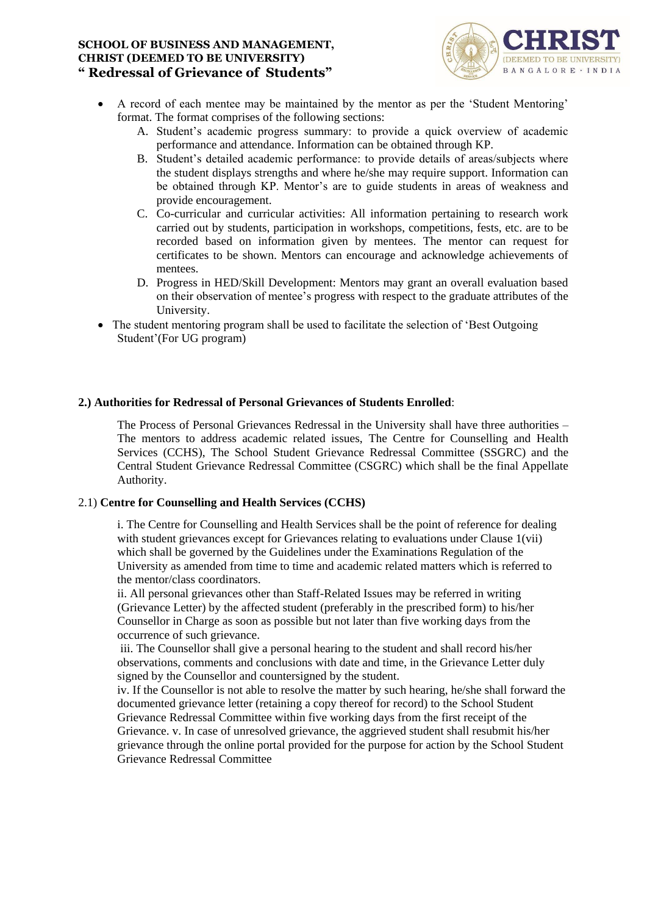- A record of each mentee may be maintained by the mentor as per the 'Student Mentoring' format. The format comprises of the following sections:
  A. Student's academic progress summary: to provide a quick overview of academic performance and attendance. Information can be obtained through KP.
  B. Student's detailed academic performance: to provide details of areas/subjects where the student displays strengths and where he/she may require support. Information can be obtained through KP. Mentor's are to guide students in areas of weakness and provide encouragement.
  C. Co-curricular and curricular activities: All information pertaining to research work carried out by students, participation in workshops, competitions, fests, etc. are to be recorded based on information given by mentees. The mentor can request for certificates to be shown. Mentors can encourage and acknowledge achievements of mentees.
  D. Progress in HED/Skill Development: Mentors may grant an overall evaluation based on their observation of mentee's progress with respect to the graduate attributes of the University.
- The student mentoring program shall be used to facilitate the selection of 'Best Outgoing Student'(For UG program)

**2.) Authorities for Redressal of Personal Grievances of Students Enrolled**:

The Process of Personal Grievances Redressal in the University shall have three authorities – The mentors to address academic related issues, The Centre for Counselling and Health Services (CCHS), The School Student Grievance Redressal Committee (SSGRC) and the Central Student Grievance Redressal Committee (CSGRC) which shall be the final Appellate Authority.

2.1) **Centre for Counselling and Health Services (CCHS)**

i. The Centre for Counselling and Health Services shall be the point of reference for dealing with student grievances except for Grievances relating to evaluations under Clause 1(vii) which shall be governed by the Guidelines under the Examinations Regulation of the University as amended from time to time and academic related matters which is referred to the mentor/class coordinators.

ii. All personal grievances other than Staff-Related Issues may be referred in writing (Grievance Letter) by the affected student (preferably in the prescribed form) to his/her Counsellor in Charge as soon as possible but not later than five working days from the occurrence of such grievance.

iii. The Counsellor shall give a personal hearing to the student and shall record his/her observations, comments and conclusions with date and time, in the Grievance Letter duly signed by the Counsellor and countersigned by the student.

iv. If the Counsellor is not able to resolve the matter by such hearing, he/she shall forward the documented grievance letter (retaining a copy thereof for record) to the School Student Grievance Redressal Committee within five working days from the first receipt of the Grievance. v. In case of unresolved grievance, the aggrieved student shall resubmit his/her grievance through the online portal provided for the purpose for action by the School Student Grievance Redressal Committee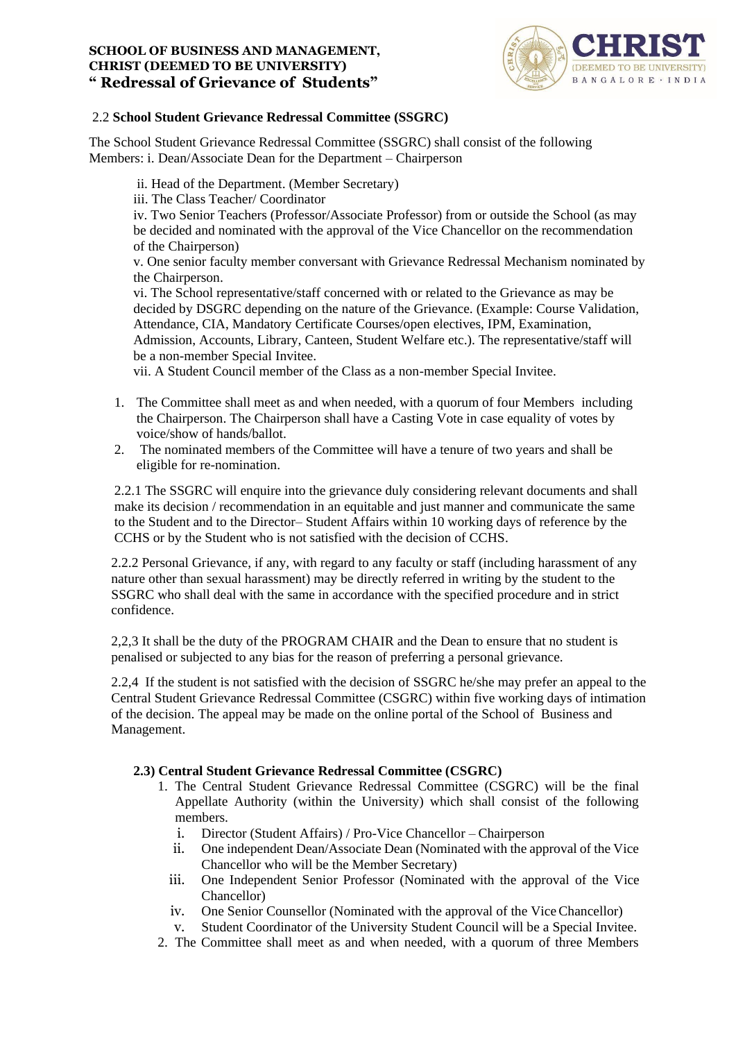2.2 **School Student Grievance Redressal Committee (SSGRC)**

The School Student Grievance Redressal Committee (SSGRC) shall consist of the following Members: i. Dean/Associate Dean for the Department – Chairperson

ii. Head of the Department. (Member Secretary)
iii. The Class Teacher/ Coordinator
iv. Two Senior Teachers (Professor/Associate Professor) from or outside the School (as may be decided and nominated with the approval of the Vice Chancellor on the recommendation of the Chairperson)
v. One senior faculty member conversant with Grievance Redressal Mechanism nominated by the Chairperson.
vi. The School representative/staff concerned with or related to the Grievance as may be decided by DSGRC depending on the nature of the Grievance. (Example: Course Validation, Attendance, CIA, Mandatory Certificate Courses/open electives, IPM, Examination, Admission, Accounts, Library, Canteen, Student Welfare etc.). The representative/staff will be a non-member Special Invitee.
vii. A Student Council member of the Class as a non-member Special Invitee.

1. The Committee shall meet as and when needed, with a quorum of four Members including the Chairperson. The Chairperson shall have a Casting Vote in case equality of votes by voice/show of hands/ballot.
2. The nominated members of the Committee will have a tenure of two years and shall be eligible for re-nomination.

2.2.1 The SSGRC will enquire into the grievance duly considering relevant documents and shall make its decision / recommendation in an equitable and just manner and communicate the same to the Student and to the Director– Student Affairs within 10 working days of reference by the CCHS or by the Student who is not satisfied with the decision of CCHS.

2.2.2 Personal Grievance, if any, with regard to any faculty or staff (including harassment of any nature other than sexual harassment) may be directly referred in writing by the student to the SSGRC who shall deal with the same in accordance with the specified procedure and in strict confidence.

2,2,3 It shall be the duty of the PROGRAM CHAIR and the Dean to ensure that no student is penalised or subjected to any bias for the reason of preferring a personal grievance.

2,2,4 If the student is not satisfied with the decision of SSGRC he/she may prefer an appeal to the Central Student Grievance Redressal Committee (CSGRC) within five working days of intimation of the decision. The appeal may be made on the online portal of the School of Business and Management.

**2.3) Central Student Grievance Redressal Committee (CSGRC)**

1. The Central Student Grievance Redressal Committee (CSGRC) will be the final Appellate Authority (within the University) which shall consist of the following members.
   i. Director (Student Affairs) / Pro-Vice Chancellor – Chairperson
   ii. One independent Dean/Associate Dean (Nominated with the approval of the Vice Chancellor who will be the Member Secretary)
   iii. One Independent Senior Professor (Nominated with the approval of the Vice Chancellor)
   iv. One Senior Counsellor (Nominated with the approval of the Vice Chancellor)
   v. Student Coordinator of the University Student Council will be a Special Invitee.
2. The Committee shall meet as and when needed, with a quorum of three Members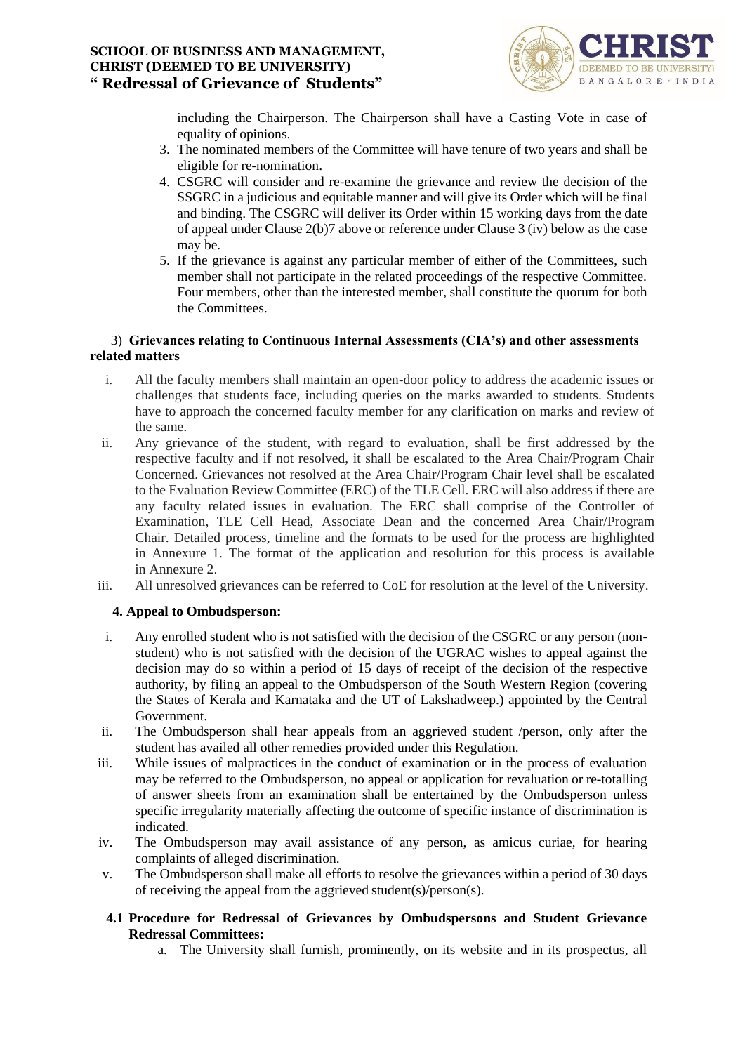including the Chairperson. The Chairperson shall have a Casting Vote in case of equality of opinions.

3. The nominated members of the Committee will have tenure of two years and shall be eligible for re-nomination.
4. CSGRC will consider and re-examine the grievance and review the decision of the SSGRC in a judicious and equitable manner and will give its Order which will be final and binding. The CSGRC will deliver its Order within 15 working days from the date of appeal under Clause 2(b)7 above or reference under Clause 3 (iv) below as the case may be.
5. If the grievance is against any particular member of either of the Committees, such member shall not participate in the related proceedings of the respective Committee. Four members, other than the interested member, shall constitute the quorum for both the Committees.

### 3) Grievances relating to Continuous Internal Assessments (CIA's) and other assessments related matters

i. All the faculty members shall maintain an open-door policy to address the academic issues or challenges that students face, including queries on the marks awarded to students. Students have to approach the concerned faculty member for any clarification on marks and review of the same.

ii. Any grievance of the student, with regard to evaluation, shall be first addressed by the respective faculty and if not resolved, it shall be escalated to the Area Chair/Program Chair Concerned. Grievances not resolved at the Area Chair/Program Chair level shall be escalated to the Evaluation Review Committee (ERC) of the TLE Cell. ERC will also address if there are any faculty related issues in evaluation. The ERC shall comprise of the Controller of Examination, TLE Cell Head, Associate Dean and the concerned Area Chair/Program Chair. Detailed process, timeline and the formats to be used for the process are highlighted in Annexure 1. The format of the application and resolution for this process is available in Annexure 2.

iii. All unresolved grievances can be referred to CoE for resolution at the level of the University.

### 4. Appeal to Ombudsperson:

i. Any enrolled student who is not satisfied with the decision of the CSGRC or any person (non-student) who is not satisfied with the decision of the UGRAC wishes to appeal against the decision may do so within a period of 15 days of receipt of the decision of the respective authority, by filing an appeal to the Ombudsperson of the South Western Region (covering the States of Kerala and Karnataka and the UT of Lakshadweep.) appointed by the Central Government.

ii. The Ombudsperson shall hear appeals from an aggrieved student /person, only after the student has availed all other remedies provided under this Regulation.

iii. While issues of malpractices in the conduct of examination or in the process of evaluation may be referred to the Ombudsperson, no appeal or application for revaluation or re-totalling of answer sheets from an examination shall be entertained by the Ombudsperson unless specific irregularity materially affecting the outcome of specific instance of discrimination is indicated.

iv. The Ombudsperson may avail assistance of any person, as amicus curiae, for hearing complaints of alleged discrimination.

v. The Ombudsperson shall make all efforts to resolve the grievances within a period of 30 days of receiving the appeal from the aggrieved student(s)/person(s).

### 4.1 Procedure for Redressal of Grievances by Ombudspersons and Student Grievance Redressal Committees:

a. The University shall furnish, prominently, on its website and in its prospectus, all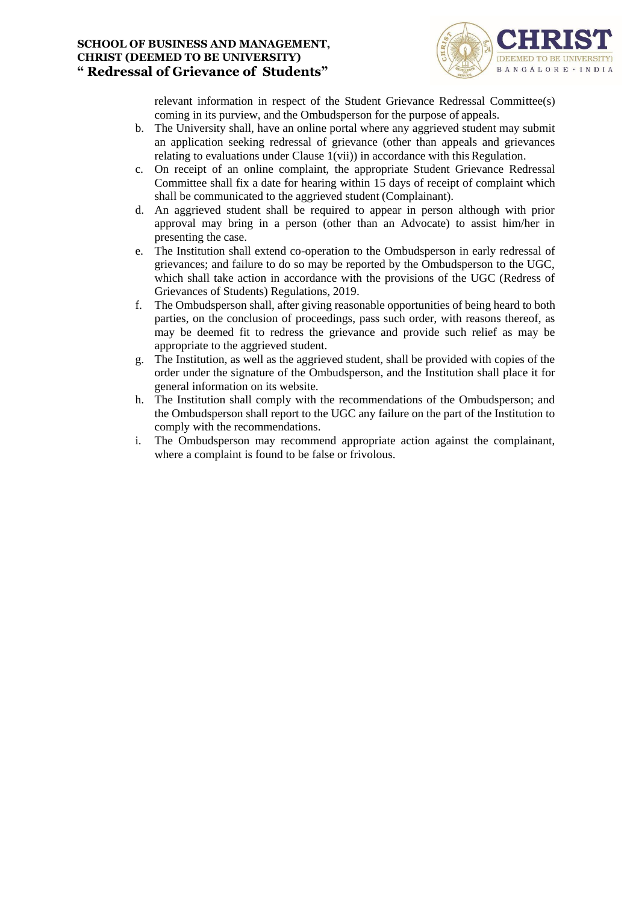relevant information in respect of the Student Grievance Redressal Committee(s) coming in its purview, and the Ombudsperson for the purpose of appeals.

b. The University shall, have an online portal where any aggrieved student may submit an application seeking redressal of grievance (other than appeals and grievances relating to evaluations under Clause 1(vii)) in accordance with this Regulation.

c. On receipt of an online complaint, the appropriate Student Grievance Redressal Committee shall fix a date for hearing within 15 days of receipt of complaint which shall be communicated to the aggrieved student (Complainant).

d. An aggrieved student shall be required to appear in person although with prior approval may bring in a person (other than an Advocate) to assist him/her in presenting the case.

e. The Institution shall extend co-operation to the Ombudsperson in early redressal of grievances; and failure to do so may be reported by the Ombudsperson to the UGC, which shall take action in accordance with the provisions of the UGC (Redress of Grievances of Students) Regulations, 2019.

f. The Ombudsperson shall, after giving reasonable opportunities of being heard to both parties, on the conclusion of proceedings, pass such order, with reasons thereof, as may be deemed fit to redress the grievance and provide such relief as may be appropriate to the aggrieved student.

g. The Institution, as well as the aggrieved student, shall be provided with copies of the order under the signature of the Ombudsperson, and the Institution shall place it for general information on its website.

h. The Institution shall comply with the recommendations of the Ombudsperson; and the Ombudsperson shall report to the UGC any failure on the part of the Institution to comply with the recommendations.

i. The Ombudsperson may recommend appropriate action against the complainant, where a complaint is found to be false or frivolous.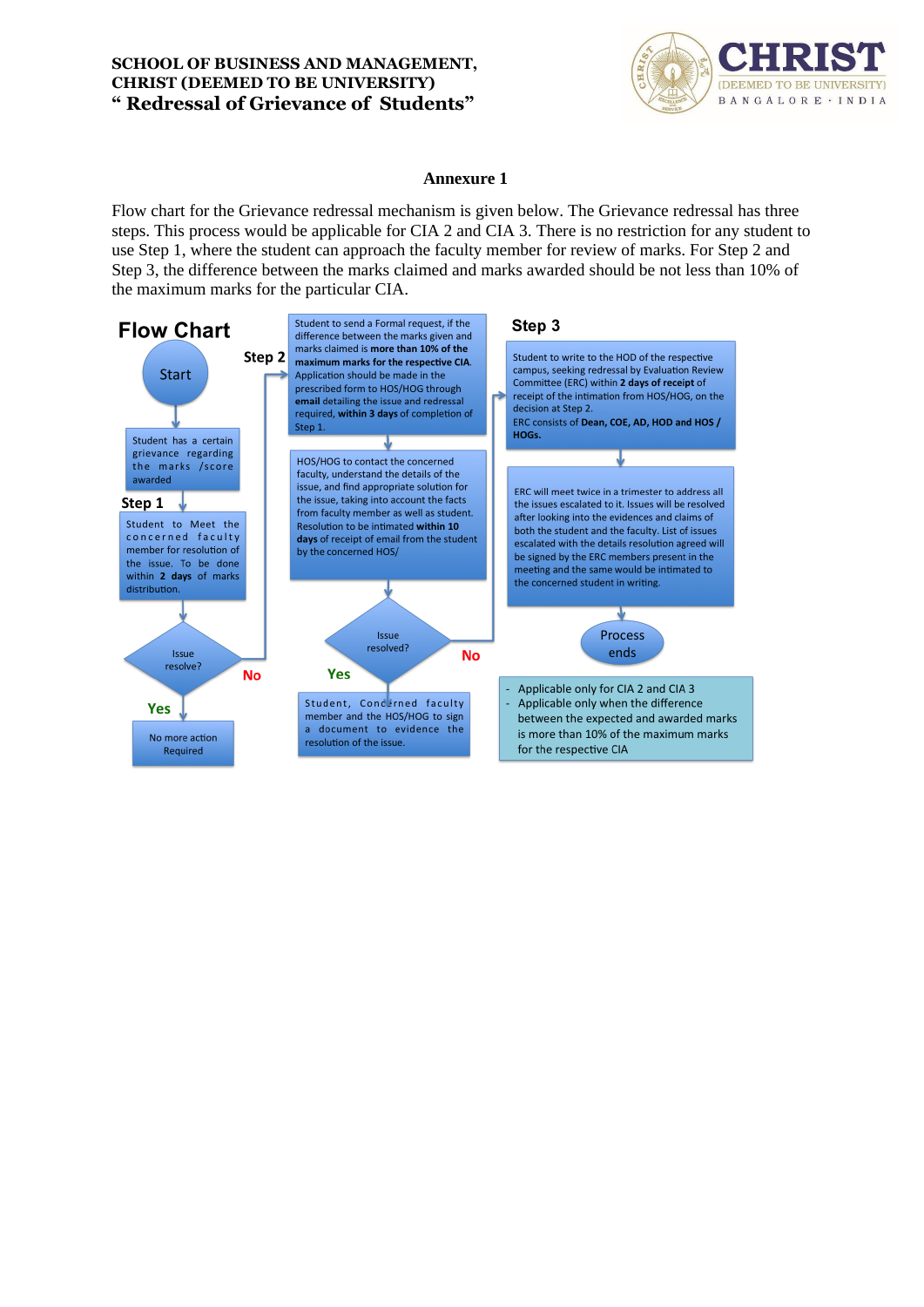# Annexure 1

Flow chart for the Grievance redressal mechanism is given below. The Grievance redressal has three steps. This process would be applicable for CIA 2 and CIA 3. There is no restriction for any student to use Step 1, where the student can approach the faculty member for review of marks. For Step 2 and Step 3, the difference between the marks claimed and marks awarded should be not less than 10% of the maximum marks for the particular CIA.

## Flow Chart

Start

Student has a certain grievance regarding the marks /score awarded

**Step 1**

Student to Meet the concerned faculty member for resolution of the issue. To be done within **2 days** of marks distribution.

Issue resolve?

- **Yes** → No more action Required
- **No** → Step 2

**Step 2**

Student to send a Formal request, if the difference between the marks given and marks claimed is **more than 10% of the maximum marks for the respective CIA**. Application should be made in the prescribed form to HOS/HOG through **email** detailing the issue and redressal required, **within 3 days** of completion of Step 1.

HOS/HOG to contact the concerned faculty, understand the details of the issue, and find appropriate solution for the issue, taking into account the facts from faculty member as well as student. Resolution to be intimated **within 10 days** of receipt of email from the student by the concerned HOS/

Issue resolved?

- **Yes** → Student, Concerned faculty member and the HOS/HOG to sign a document to evidence the resolution of the issue.
- **No** → Step 3

**Step 3**

Student to write to the HOD of the respective campus, seeking redressal by Evaluation Review Committee (ERC) within **2 days of receipt** of receipt of the intimation from HOS/HOG, on the decision at Step 2.

ERC consists of **Dean, COE, AD, HOD and HOS / HOGs.**

ERC will meet twice in a trimester to address all the issues escalated to it. Issues will be resolved after looking into the evidences and claims of both the student and the faculty. List of issues escalated with the details resolution agreed will be signed by the ERC members present in the meeting and the same would be intimated to the concerned student in writing.

Process ends

- Applicable only for CIA 2 and CIA 3
- Applicable only when the difference between the expected and awarded marks is more than 10% of the maximum marks for the respective CIA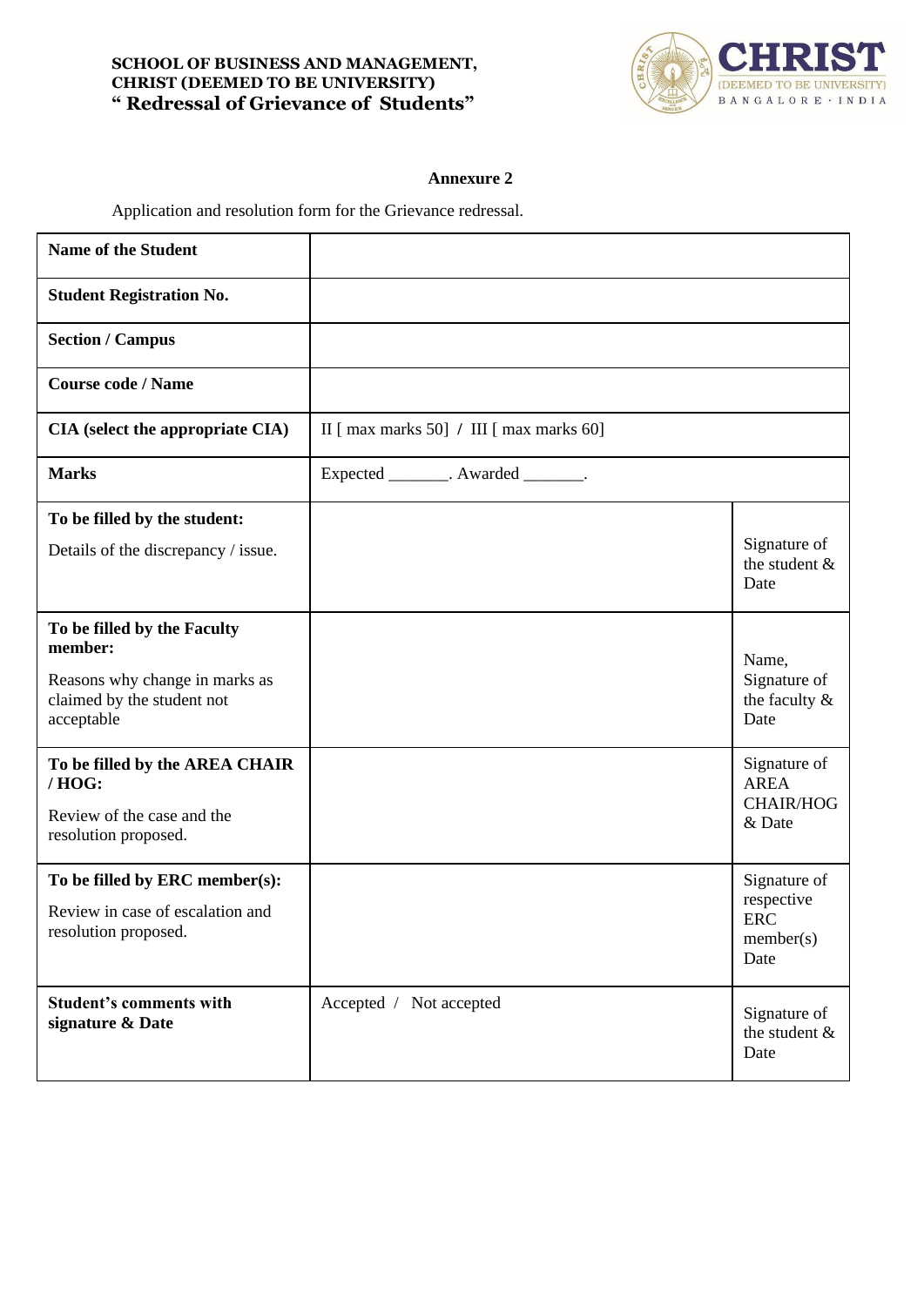**SCHOOL OF BUSINESS AND MANAGEMENT,**
**CHRIST (DEEMED TO BE UNIVERSITY)**
**" Redressal of Grievance of Students"**

CHRIST (DEEMED TO BE UNIVERSITY) BANGALORE · INDIA

**Annexure 2**

Application and resolution form for the Grievance redressal.

| | | |
|---|---|---|
| **Name of the Student** | | |
| **Student Registration No.** | | |
| **Section / Campus** | | |
| **Course code / Name** | | |
| **CIA (select the appropriate CIA)** | II [ max marks 50] / III [ max marks 60] | |
| **Marks** | Expected _______. Awarded _______. | |
| **To be filled by the student:** Details of the discrepancy / issue. | | Signature of the student & Date |
| **To be filled by the Faculty member:** Reasons why change in marks as claimed by the student not acceptable | | Name, Signature of the faculty & Date |
| **To be filled by the AREA CHAIR / HOG:** Review of the case and the resolution proposed. | | Signature of AREA CHAIR/HOG & Date |
| **To be filled by ERC member(s):** Review in case of escalation and resolution proposed. | | Signature of respective ERC member(s) Date |
| **Student's comments with signature & Date** | Accepted / Not accepted | Signature of the student & Date |